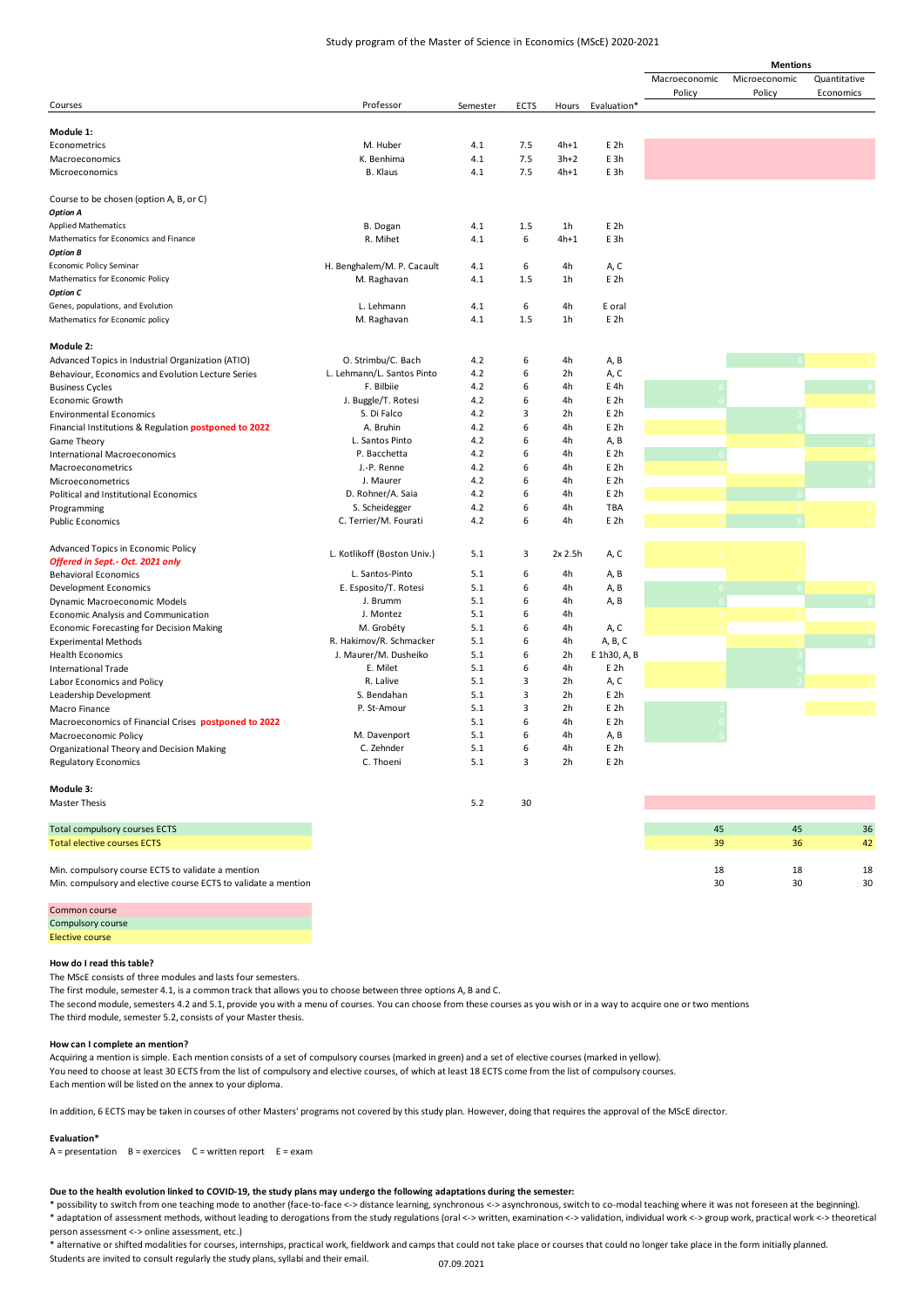# Study program of the Master of Science in Economics (MScE) 2020-2021

| Courses | Professor | Semester | ECTS | Hours | Evaluation* | Mentions: Macroeconomic Policy | Mentions: Microeconomic Policy | Mentions: Quantitative Economics |
|---|---|---|---|---|---|---|---|---|
| **Module 1:** | | | | | | | | |
| Econometrics | M. Huber | 4.1 | 7.5 | 4h+1 | E 2h | Common course | Common course | Common course |
| Macroeconomics | K. Benhima | 4.1 | 7.5 | 3h+2 | E 3h | Common course | Common course | Common course |
| Microeconomics | B. Klaus | 4.1 | 7.5 | 4h+1 | E 3h | Common course | Common course | Common course |
| Course to be chosen (option A, B, or C) | | | | | | | | |
| ***Option A*** | | | | | | | | |
| Applied Mathematics | B. Dogan | 4.1 | 1.5 | 1h | E 2h | | | |
| Mathematics for Economics and Finance | R. Mihet | 4.1 | 6 | 4h+1 | E 3h | | | |
| ***Option B*** | | | | | | | | |
| Economic Policy Seminar | H. Benghalem/M. P. Cacault | 4.1 | 6 | 4h | A, C | | | |
| Mathematics for Economic Policy | M. Raghavan | 4.1 | 1.5 | 1h | E 2h | | | |
| ***Option C*** | | | | | | | | |
| Genes, populations, and Evolution | L. Lehmann | 4.1 | 6 | 4h | E oral | | | |
| Mathematics for Economic policy | M. Raghavan | 4.1 | 1.5 | 1h | E 2h | | | |
| **Module 2:** | | | | | | | | |
| Advanced Topics in Industrial Organization (ATIO) | O. Strimbu/C. Bach | 4.2 | 6 | 4h | A, B | | 6 (compulsory) | 6 (elective) |
| Behaviour, Economics and Evolution Lecture Series | L. Lehmann/L. Santos Pinto | 4.2 | 6 | 2h | A, C | | | |
| Business Cycles | F. Bilbiie | 4.2 | 6 | 4h | E 4h | 6 (compulsory) | | 6 (compulsory) |
| Economic Growth | J. Buggle/T. Rotesi | 4.2 | 6 | 4h | E 2h | 6 (compulsory) | | 6 (elective) |
| Environmental Economics | S. Di Falco | 4.2 | 3 | 2h | E 2h | | 3 (compulsory) | |
| Financial Institutions & Regulation **postponed to 2022** | A. Bruhin | 4.2 | 6 | 4h | E 2h | 6 (elective) | 6 (compulsory) | |
| Game Theory | L. Santos Pinto | 4.2 | 6 | 4h | A, B | | 6 (elective) | 6 (compulsory) |
| International Macroeconomics | P. Bacchetta | 4.2 | 6 | 4h | E 2h | 6 (compulsory) | | 6 (elective) |
| Macroeconometrics | J.-P. Renne | 4.2 | 6 | 4h | E 2h | 6 (elective) | | 6 (compulsory) |
| Microeconometrics | J. Maurer | 4.2 | 6 | 4h | E 2h | | 6 (elective) | 6 (compulsory) |
| Political and Institutional Economics | D. Rohner/A. Saia | 4.2 | 6 | 4h | E 2h | 6 (elective) | 6 (compulsory) | |
| Programming | S. Scheidegger | 4.2 | 6 | 4h | TBA | 6 (elective) | 6 (elective) | 6 (elective) |
| Public Economics | C. Terrier/M. Fourati | 4.2 | 6 | 4h | E 2h | 6 (elective) | 6 (compulsory) | 6 (elective) |
| Advanced Topics in Economic Policy ***Offered in Sept.- Oct. 2021 only*** | L. Kotlikoff (Boston Univ.) | 5.1 | 3 | 2x 2.5h | A, C | 3 (elective) | 3 (elective) | |
| Behavioral Economics | L. Santos-Pinto | 5.1 | 6 | 4h | A, B | 6 (elective) | 6 (elective) | |
| Development Economics | E. Esposito/T. Rotesi | 5.1 | 6 | 4h | A, B | 6 (compulsory) | 6 (compulsory) | 6 (elective) |
| Dynamic Macroeconomic Models | J. Brumm | 5.1 | 6 | 4h | A, B | 6 (compulsory) | | 6 (compulsory) |
| Economic Analysis and Communication | J. Montez | 5.1 | 6 | 4h | | 6 (elective) | 6 (elective) | |
| Economic Forecasting for Decision Making | M. Grobéty | 5.1 | 6 | 4h | A, C | 6 (elective) | | 6 (elective) |
| Experimental Methods | R. Hakimov/R. Schmacker | 5.1 | 6 | 4h | A, B, C | | 6 (elective) | 6 (compulsory) |
| Health Economics | J. Maurer/M. Dusheiko | 5.1 | 6 | 2h | E 1h30, A, B | | 3 (compulsory) | |
| International Trade | E. Milet | 5.1 | 6 | 4h | E 2h | 6 (elective) | 6 (compulsory) | |
| Labor Economics and Policy | R. Lalive | 5.1 | 3 | 2h | A, C | 3 (elective) | 3 (compulsory) | 3 (elective) |
| Leadership Development | S. Bendahan | 5.1 | 3 | 2h | E 2h | | | |
| Macro Finance | P. St-Amour | 5.1 | 3 | 2h | E 2h | 3 (compulsory) | | 3 (elective) |
| Macroeconomics of Financial Crises **postponed to 2022** | | 5.1 | 6 | 4h | E 2h | 6 (compulsory) | | |
| Macroeconomic Policy | M. Davenport | 5.1 | 6 | 4h | A, B | 6 (compulsory) | | |
| Organizational Theory and Decision Making | C. Zehnder | 5.1 | 6 | 4h | E 2h | | | |
| Regulatory Economics | C. Thoeni | 5.1 | 3 | 2h | E 2h | | | |
| **Module 3:** | | | | | | | | |
| Master Thesis | | 5.2 | 30 | | | Common course | Common course | Common course |
| Total compulsory courses ECTS | | | | | | 45 | 45 | 36 |
| Total elective courses ECTS | | | | | | 39 | 36 | 42 |
| Min. compulsory course ECTS to validate a mention | | | | | | 18 | 18 | 18 |
| Min. compulsory and elective course ECTS to validate a mention | | | | | | 30 | 30 | 30 |

Common course
Compulsory course
Elective course

**How do I read this table?**

The MScE consists of three modules and lasts four semesters.
The first module, semester 4.1, is a common track that allows you to choose between three options A, B and C.
The second module, semesters 4.2 and 5.1, provide you with a menu of courses. You can choose from these courses as you wish or in a way to acquire one or two mentions
The third module, semester 5.2, consists of your Master thesis.

**How can I complete an mention?**

Acquiring a mention is simple. Each mention consists of a set of compulsory courses (marked in green) and a set of elective courses (marked in yellow).
You need to choose at least 30 ECTS from the list of compulsory and elective courses, of which at least 18 ECTS come from the list of compulsory courses.
Each mention will be listed on the annex to your diploma.

In addition, 6 ECTS may be taken in courses of other Masters' programs not covered by this study plan. However, doing that requires the approval of the MScE director.

**Evaluation***

A = presentation  B = exercices  C = written report  E = exam

**Due to the health evolution linked to COVID-19, the study plans may undergo the following adaptations during the semester:**

* possibility to switch from one teaching mode to another (face-to-face <-> distance learning, synchronous <-> asynchronous, switch to co-modal teaching where it was not foreseen at the beginning).
* adaptation of assessment methods, without leading to derogations from the study regulations (oral <-> written, examination <-> validation, individual work <-> group work, practical work <-> theoretical person assessment <-> online assessment, etc.)
* alternative or shifted modalities for courses, internships, practical work, fieldwork and camps that could not take place or courses that could no longer take place in the form initially planned.

Students are invited to consult regularly the study plans, syllabi and their email.

07.09.2021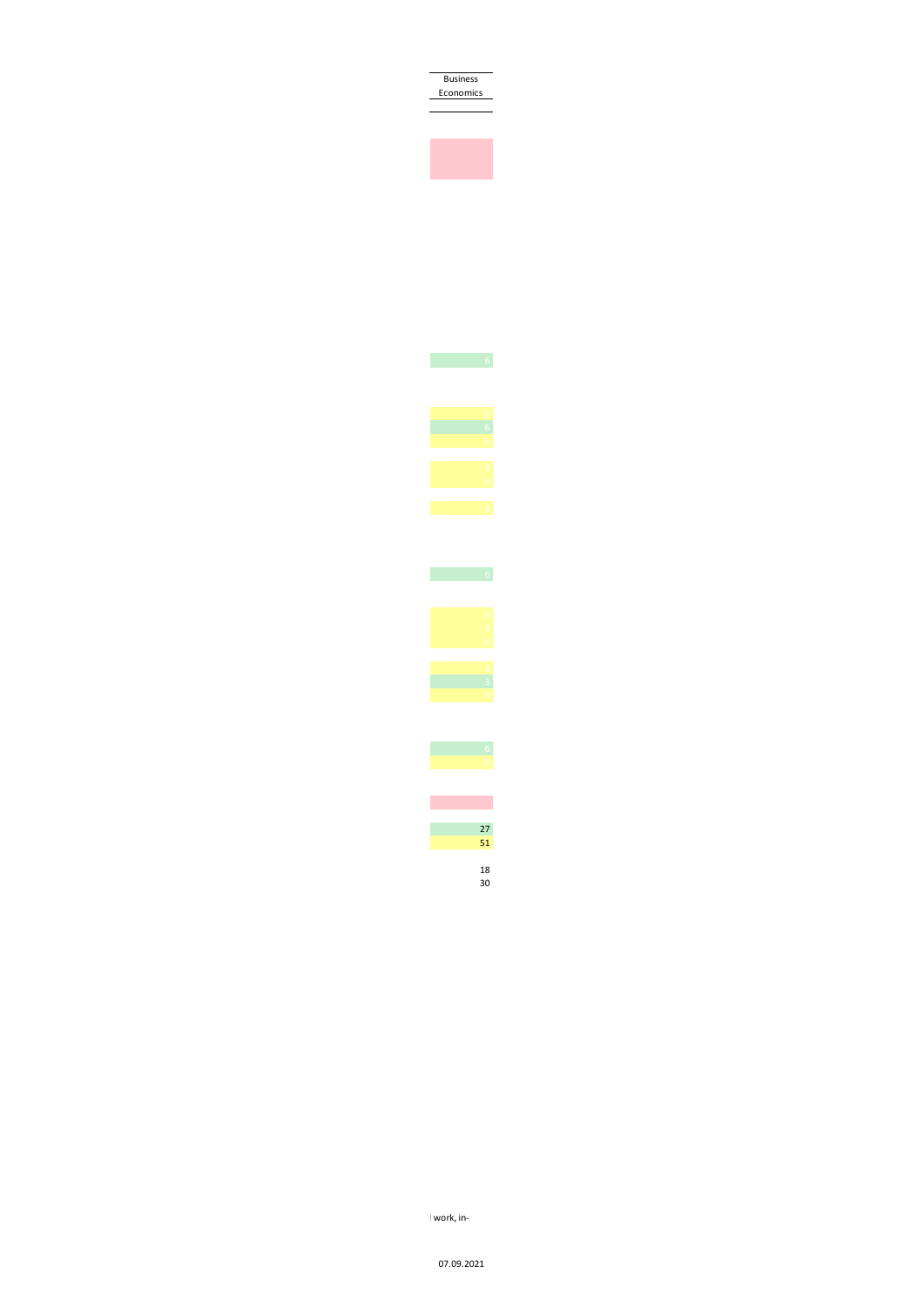| Business Economics |
| --- |
| |
| 6 |
| 3 |
| 6 |
| 3 |
| 3 |
| 3 |
| 3 |
| 6 |
| 3 |
| 3 |
| 3 |
| 3 |
| 3 |
| 3 |
| 6 |
| 3 |
| |
| 27 |
| 51 |
| 18 |
| 30 |

work, in-

07.09.2021